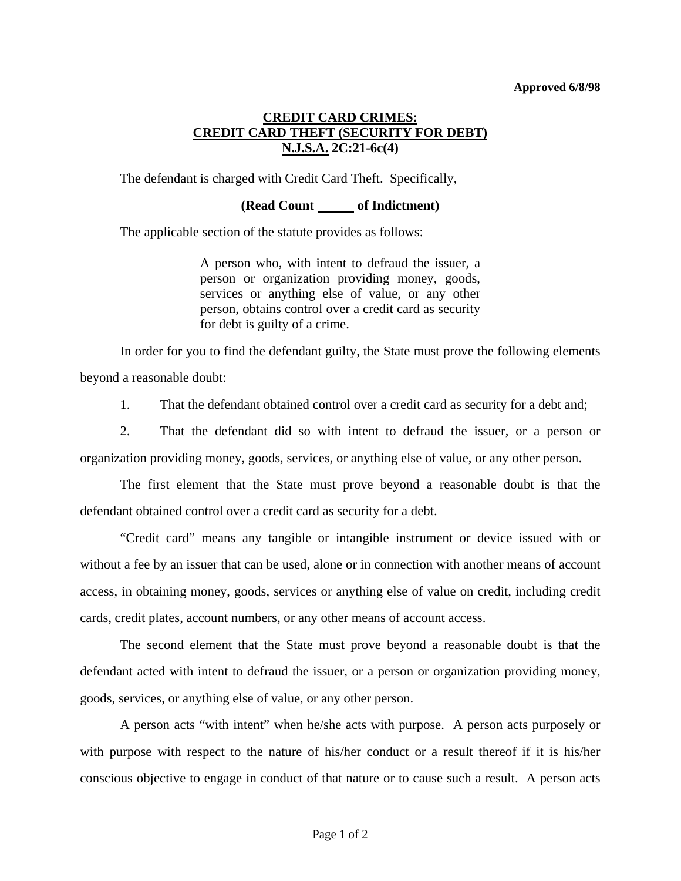**Approved 6/8/98**

# CREDIT CARD CRIMES:
# CREDIT CARD THEFT (SECURITY FOR DEBT)
# N.J.S.A. 2C:21-6c(4)

The defendant is charged with Credit Card Theft. Specifically,

**(Read Count _____ of Indictment)**

The applicable section of the statute provides as follows:

> A person who, with intent to defraud the issuer, a person or organization providing money, goods, services or anything else of value, or any other person, obtains control over a credit card as security for debt is guilty of a crime.

In order for you to find the defendant guilty, the State must prove the following elements beyond a reasonable doubt:

1. That the defendant obtained control over a credit card as security for a debt and;

2. That the defendant did so with intent to defraud the issuer, or a person or organization providing money, goods, services, or anything else of value, or any other person.

The first element that the State must prove beyond a reasonable doubt is that the defendant obtained control over a credit card as security for a debt.

"Credit card" means any tangible or intangible instrument or device issued with or without a fee by an issuer that can be used, alone or in connection with another means of account access, in obtaining money, goods, services or anything else of value on credit, including credit cards, credit plates, account numbers, or any other means of account access.

The second element that the State must prove beyond a reasonable doubt is that the defendant acted with intent to defraud the issuer, or a person or organization providing money, goods, services, or anything else of value, or any other person.

A person acts "with intent" when he/she acts with purpose. A person acts purposely or with purpose with respect to the nature of his/her conduct or a result thereof if it is his/her conscious objective to engage in conduct of that nature or to cause such a result. A person acts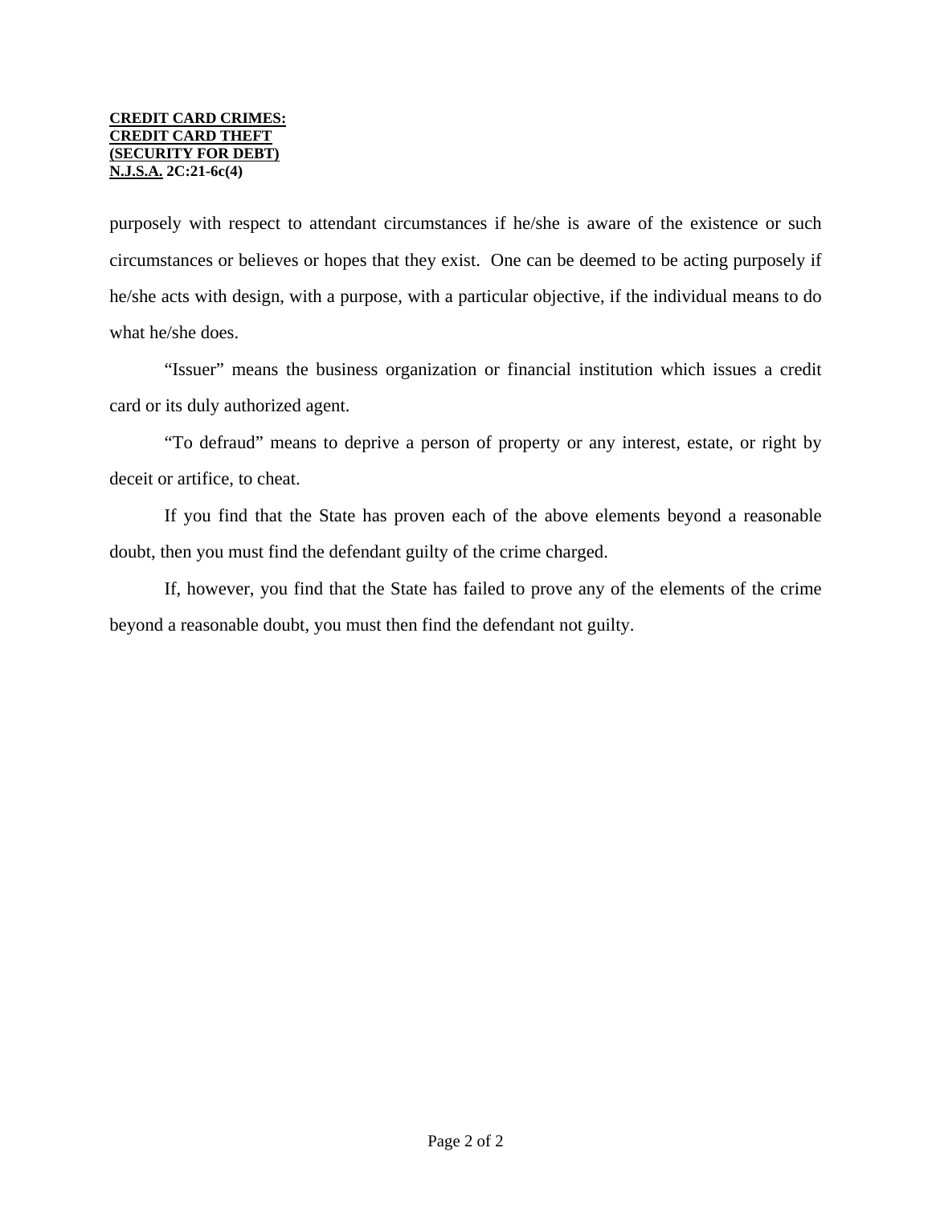purposely with respect to attendant circumstances if he/she is aware of the existence or such circumstances or believes or hopes that they exist. One can be deemed to be acting purposely if he/she acts with design, with a purpose, with a particular objective, if the individual means to do what he/she does.

"Issuer" means the business organization or financial institution which issues a credit card or its duly authorized agent.

"To defraud" means to deprive a person of property or any interest, estate, or right by deceit or artifice, to cheat.

If you find that the State has proven each of the above elements beyond a reasonable doubt, then you must find the defendant guilty of the crime charged.

If, however, you find that the State has failed to prove any of the elements of the crime beyond a reasonable doubt, you must then find the defendant not guilty.